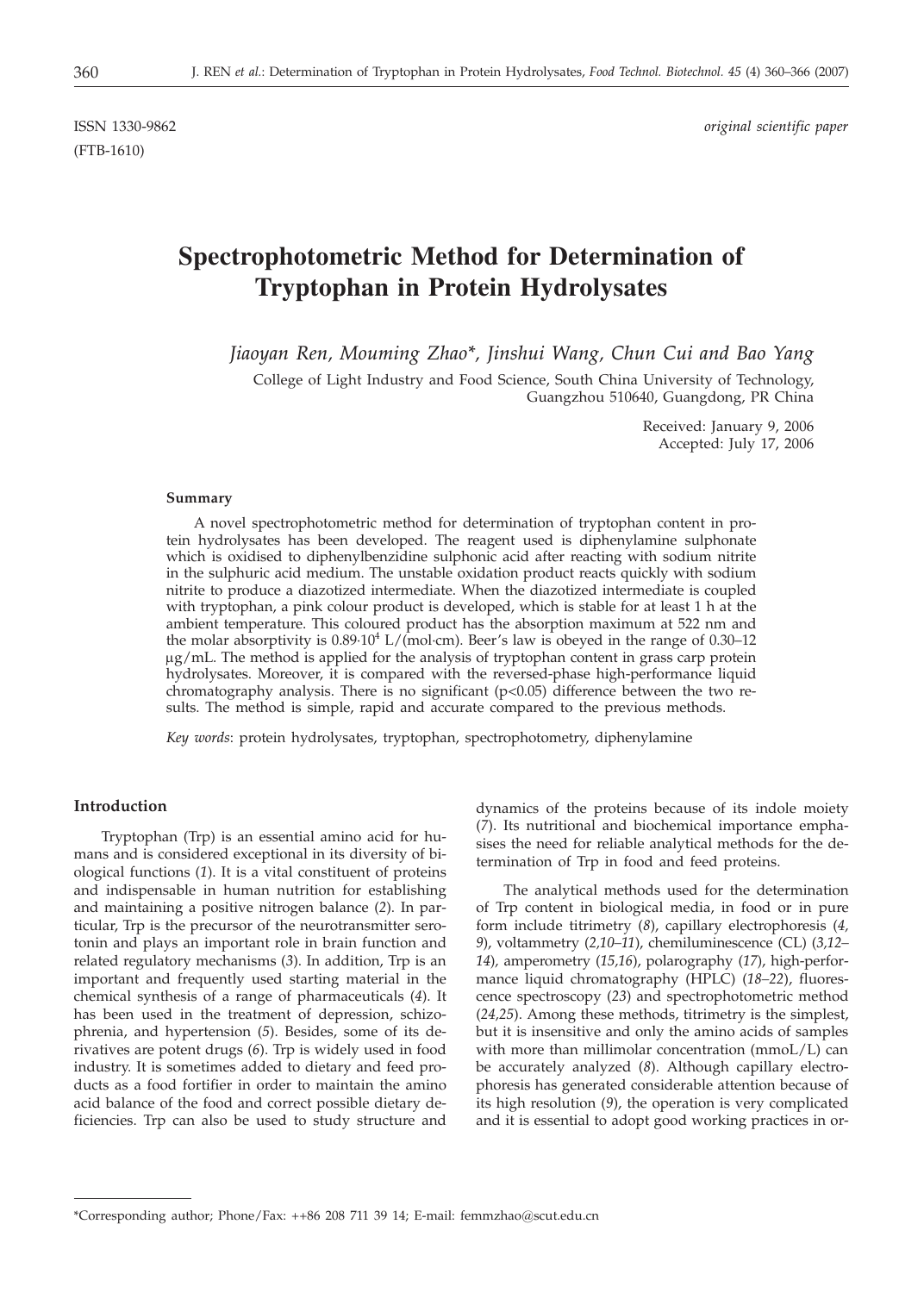ISSN 1330-9862 *original scientific paper*

(FTB-1610)

# Spectrophotometric Method for Determination of Tryptophan in Protein Hydrolysates

*Jiaoyan Ren, Mouming Zhao\*, Jinshui Wang, Chun Cui and Bao Yang*

College of Light Industry and Food Science, South China University of Technology, Guangzhou 510640, Guangdong, PR China

Received: January 9, 2006
Accepted: July 17, 2006

### Summary

A novel spectrophotometric method for determination of tryptophan content in protein hydrolysates has been developed. The reagent used is diphenylamine sulphonate which is oxidised to diphenylbenzidine sulphonic acid after reacting with sodium nitrite in the sulphuric acid medium. The unstable oxidation product reacts quickly with sodium nitrite to produce a diazotized intermediate. When the diazotized intermediate is coupled with tryptophan, a pink colour product is developed, which is stable for at least 1 h at the ambient temperature. This coloured product has the absorption maximum at 522 nm and the molar absorptivity is $0.89 \cdot 10^4$ L/(mol·cm). Beer's law is obeyed in the range of 0.30–12 μg/mL. The method is applied for the analysis of tryptophan content in grass carp protein hydrolysates. Moreover, it is compared with the reversed-phase high-performance liquid chromatography analysis. There is no significant ($p<0.05$) difference between the two results. The method is simple, rapid and accurate compared to the previous methods.

*Key words*: protein hydrolysates, tryptophan, spectrophotometry, diphenylamine

## Introduction

Tryptophan (Trp) is an essential amino acid for humans and is considered exceptional in its diversity of biological functions (*1*). It is a vital constituent of proteins and indispensable in human nutrition for establishing and maintaining a positive nitrogen balance (*2*). In particular, Trp is the precursor of the neurotransmitter serotonin and plays an important role in brain function and related regulatory mechanisms (*3*). In addition, Trp is an important and frequently used starting material in the chemical synthesis of a range of pharmaceuticals (*4*). It has been used in the treatment of depression, schizophrenia, and hypertension (*5*). Besides, some of its derivatives are potent drugs (*6*). Trp is widely used in food industry. It is sometimes added to dietary and feed products as a food fortifier in order to maintain the amino acid balance of the food and correct possible dietary deficiencies. Trp can also be used to study structure and dynamics of the proteins because of its indole moiety (*7*). Its nutritional and biochemical importance emphasises the need for reliable analytical methods for the determination of Trp in food and feed proteins.

The analytical methods used for the determination of Trp content in biological media, in food or in pure form include titrimetry (*8*), capillary electrophoresis (*4*, *9*), voltammetry (*2,10–11*), chemiluminescence (CL) (*3,12–14*), amperometry (*15,16*), polarography (*17*), high-performance liquid chromatography (HPLC) (*18–22*), fluorescence spectroscopy (*23*) and spectrophotometric method (*24,25*). Among these methods, titrimetry is the simplest, but it is insensitive and only the amino acids of samples with more than millimolar concentration (mmoL/L) can be accurately analyzed (*8*). Although capillary electrophoresis has generated considerable attention because of its high resolution (*9*), the operation is very complicated and it is essential to adopt good working practices in or-

\*Corresponding author; Phone/Fax: ++86 208 711 39 14; E-mail: femmzhao@scut.edu.cn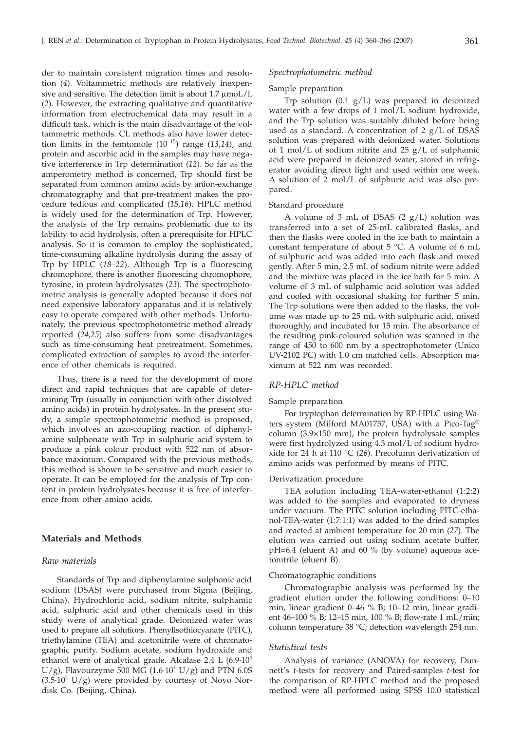der to maintain consistent migration times and resolution (*4*). Voltammetric methods are relatively inexpensive and sensitive. The detection limit is about 1.7 μmoL/L (*2*). However, the extracting qualitative and quantitative information from electrochemical data may result in a difficult task, which is the main disadvantage of the voltammetric methods. CL methods also have lower detection limits in the femtomole ($10^{-15}$) range (*13,14*), and protein and ascorbic acid in the samples may have negative interference in Trp determination (*12*). So far as the amperometry method is concerned, Trp should first be separated from common amino acids by anion-exchange chromatography and that pre-treatment makes the procedure tedious and complicated (*15,16*). HPLC method is widely used for the determination of Trp. However, the analysis of the Trp remains problematic due to its lability to acid hydrolysis, often a prerequisite for HPLC analysis. So it is common to employ the sophisticated, time-consuming alkaline hydrolysis during the assay of Trp by HPLC (*18–22*). Although Trp is a fluorescing chromophore, there is another fluorescing chromophore, tyrosine, in protein hydrolysates (*23*). The spectrophotometric analysis is generally adopted because it does not need expensive laboratory apparatus and it is relatively easy to operate compared with other methods. Unfortunately, the previous spectrophotometric method already reported (*24,25*) also suffers from some disadvantages such as time-consuming heat pretreatment. Sometimes, complicated extraction of samples to avoid the interference of other chemicals is required.

Thus, there is a need for the development of more direct and rapid techniques that are capable of determining Trp (usually in conjunction with other dissolved amino acids) in protein hydrolysates. In the present study, a simple spectrophotometric method is proposed, which involves an azo-coupling reaction of diphenylamine sulphonate with Trp in sulphuric acid system to produce a pink colour product with 522 nm of absorbance maximum. Compared with the previous methods, this method is shown to be sensitive and much easier to operate. It can be employed for the analysis of Trp content in protein hydrolysates because it is free of interference from other amino acids.

## Materials and Methods

### *Raw materials*

Standards of Trp and diphenylamine sulphonic acid sodium (DSAS) were purchased from Sigma (Beijing, China). Hydrochloric acid, sodium nitrite, sulphamic acid, sulphuric acid and other chemicals used in this study were of analytical grade. Deionized water was used to prepare all solutions. Phenylisothiocyanate (PITC), triethylamine (TEA) and acetonitrile were of chromatographic purity. Sodium acetate, sodium hydroxide and ethanol were of analytical grade. Alcalase 2.4 L ($6.9 \cdot 10^4$ U/g), Flavourzyme 500 MG ($1.6 \cdot 10^4$ U/g) and PTN 6.0S ($3.5 \cdot 10^4$ U/g) were provided by courtesy of Novo Nordisk Co. (Beijing, China).

### *Spectrophotometric method*

#### Sample preparation

Trp solution (0.1 g/L) was prepared in deionized water with a few drops of 1 mol/L sodium hydroxide, and the Trp solution was suitably diluted before being used as a standard. A concentration of 2 g/L of DSAS solution was prepared with deionized water. Solutions of 1 mol/L of sodium nitrite and 25 g/L of sulphamic acid were prepared in deionized water, stored in refrigerator avoiding direct light and used within one week. A solution of 2 mol/L of sulphuric acid was also prepared.

#### Standard procedure

A volume of 3 mL of DSAS (2 g/L) solution was transferred into a set of 25-mL calibrated flasks, and then the flasks were cooled in the ice bath to maintain a constant temperature of about 5 °C. A volume of 6 mL of sulphuric acid was added into each flask and mixed gently. After 5 min, 2.5 mL of sodium nitrite were added and the mixture was placed in the ice bath for 5 min. A volume of 3 mL of sulphamic acid solution was added and cooled with occasional shaking for further 5 min. The Trp solutions were then added to the flasks, the volume was made up to 25 mL with sulphuric acid, mixed thoroughly, and incubated for 15 min. The absorbance of the resulting pink-coloured solution was scanned in the range of 450 to 600 nm by a spectrophotometer (Unico UV-2102 PC) with 1.0 cm matched cells. Absorption maximum at 522 nm was recorded.

### *RP-HPLC method*

#### Sample preparation

For tryptophan determination by RP-HPLC using Waters system (Milford MA01757, USA) with a Pico-Tag® column (3.9×150 mm), the protein hydrolysate samples were first hydrolyzed using 4.3 mol/L of sodium hydroxide for 24 h at 110 °C (*26*). Precolumn derivatization of amino acids was performed by means of PITC.

#### Derivatization procedure

TEA solution including TEA-water-ethanol (1:2:2) was added to the samples and evaporated to dryness under vacuum. The PITC solution including PITC-ethanol-TEA-water (1:7:1:1) was added to the dried samples and reacted at ambient temperature for 20 min (*27*). The elution was carried out using sodium acetate buffer, pH=6.4 (eluent A) and 60 % (by volume) aqueous acetonitrile (eluent B).

#### Chromatographic conditions

Chromatographic analysis was performed by the gradient elution under the following conditions: 0–10 min, linear gradient 0–46 % B; 10–12 min, linear gradient 46–100 % B; 12–15 min, 100 % B; flow-rate 1 mL/min; column temperature 38 °C; detection wavelength 254 nm.

### *Statistical tests*

Analysis of variance (ANOVA) for recovery, Dunnett's *t*-tests for recovery and Paired-samples *t*-test for the comparison of RP-HPLC method and the proposed method were all performed using SPSS 10.0 statistical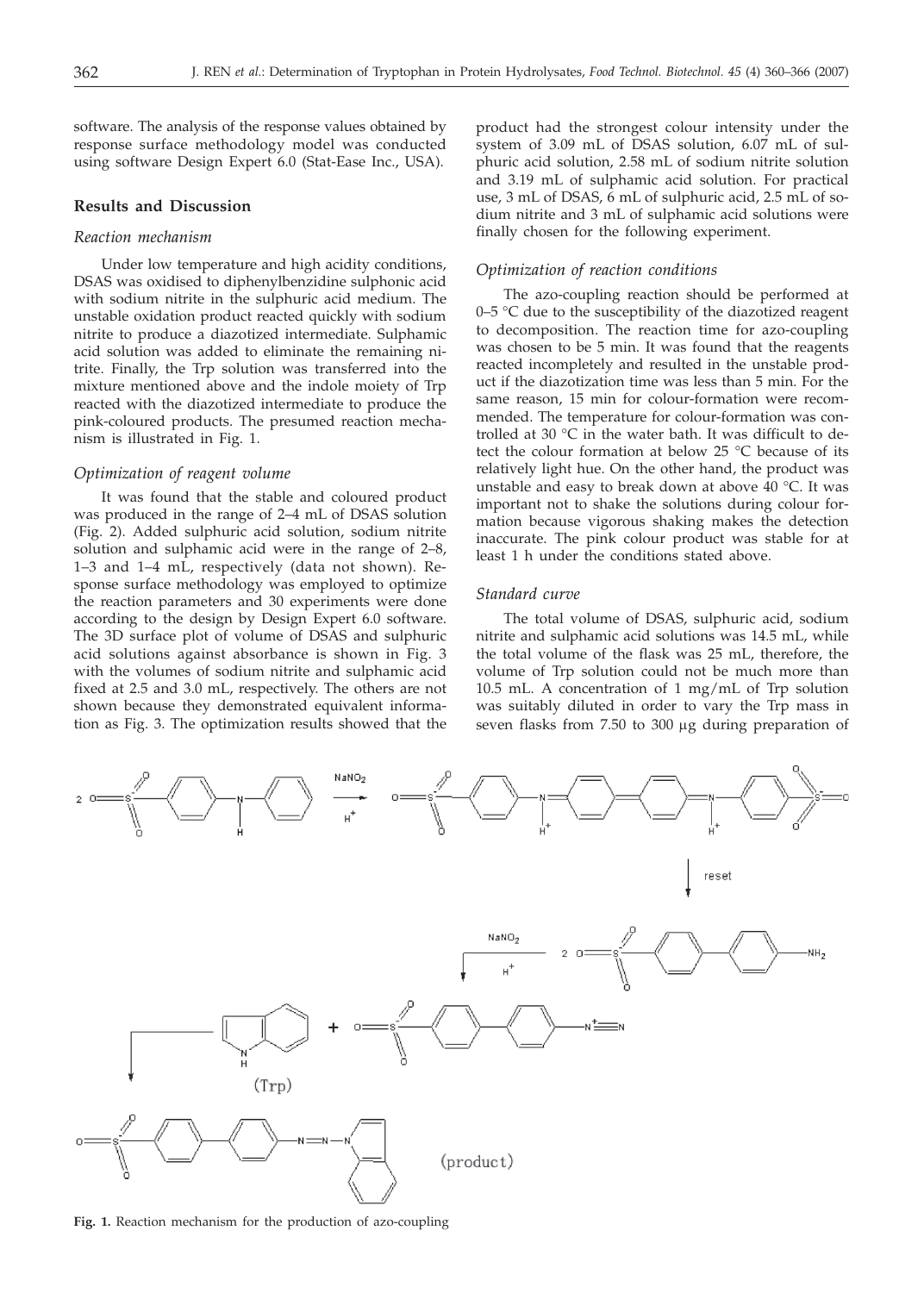software. The analysis of the response values obtained by response surface methodology model was conducted using software Design Expert 6.0 (Stat-Ease Inc., USA).

## Results and Discussion

### Reaction mechanism

Under low temperature and high acidity conditions, DSAS was oxidised to diphenylbenzidine sulphonic acid with sodium nitrite in the sulphuric acid medium. The unstable oxidation product reacted quickly with sodium nitrite to produce a diazotized intermediate. Sulphamic acid solution was added to eliminate the remaining nitrite. Finally, the Trp solution was transferred into the mixture mentioned above and the indole moiety of Trp reacted with the diazotized intermediate to produce the pink-coloured products. The presumed reaction mechanism is illustrated in Fig. 1.

### Optimization of reagent volume

It was found that the stable and coloured product was produced in the range of 2–4 mL of DSAS solution (Fig. 2). Added sulphuric acid solution, sodium nitrite solution and sulphamic acid were in the range of 2–8, 1–3 and 1–4 mL, respectively (data not shown). Response surface methodology was employed to optimize the reaction parameters and 30 experiments were done according to the design by Design Expert 6.0 software. The 3D surface plot of volume of DSAS and sulphuric acid solutions against absorbance is shown in Fig. 3 with the volumes of sodium nitrite and sulphamic acid fixed at 2.5 and 3.0 mL, respectively. The others are not shown because they demonstrated equivalent information as Fig. 3. The optimization results showed that the product had the strongest colour intensity under the system of 3.09 mL of DSAS solution, 6.07 mL of sulphuric acid solution, 2.58 mL of sodium nitrite solution and 3.19 mL of sulphamic acid solution. For practical use, 3 mL of DSAS, 6 mL of sulphuric acid, 2.5 mL of sodium nitrite and 3 mL of sulphamic acid solutions were finally chosen for the following experiment.

### Optimization of reaction conditions

The azo-coupling reaction should be performed at 0–5 °C due to the susceptibility of the diazotized reagent to decomposition. The reaction time for azo-coupling was chosen to be 5 min. It was found that the reagents reacted incompletely and resulted in the unstable product if the diazotization time was less than 5 min. For the same reason, 15 min for colour-formation were recommended. The temperature for colour-formation was controlled at 30 °C in the water bath. It was difficult to detect the colour formation at below 25 °C because of its relatively light hue. On the other hand, the product was unstable and easy to break down at above 40 °C. It was important not to shake the solutions during colour formation because vigorous shaking makes the detection inaccurate. The pink colour product was stable for at least 1 h under the conditions stated above.

### Standard curve

The total volume of DSAS, sulphuric acid, sodium nitrite and sulphamic acid solutions was 14.5 mL, while the total volume of the flask was 25 mL, therefore, the volume of Trp solution could not be much more than 10.5 mL. A concentration of 1 mg/mL of Trp solution was suitably diluted in order to vary the Trp mass in seven flasks from 7.50 to 300 μg during preparation of

**Fig. 1.** Reaction mechanism for the production of azo-coupling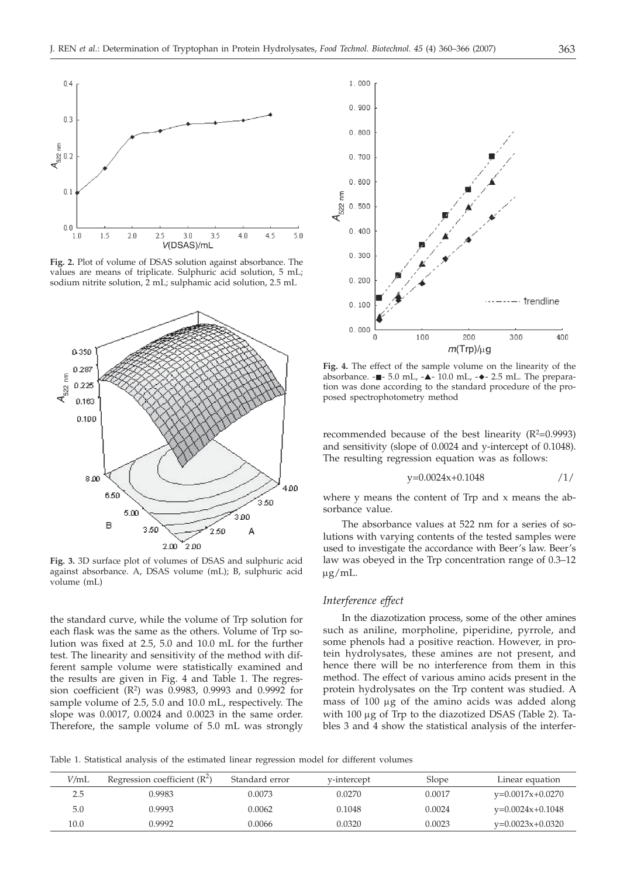**Fig. 2.** Plot of volume of DSAS solution against absorbance. The values are means of triplicate. Sulphuric acid solution, 5 mL; sodium nitrite solution, 2 mL; sulphamic acid solution, 2.5 mL

**Fig. 3.** 3D surface plot of volumes of DSAS and sulphuric acid against absorbance. A, DSAS volume (mL); B, sulphuric acid volume (mL)

the standard curve, while the volume of Trp solution for each flask was the same as the others. Volume of Trp solution was fixed at 2.5, 5.0 and 10.0 mL for the further test. The linearity and sensitivity of the method with different sample volume were statistically examined and the results are given in Fig. 4 and Table 1. The regression coefficient ($R^2$) was 0.9983, 0.9993 and 0.9992 for sample volume of 2.5, 5.0 and 10.0 mL, respectively. The slope was 0.0017, 0.0024 and 0.0023 in the same order. Therefore, the sample volume of 5.0 mL was strongly recommended because of the best linearity ($R^2$=0.9993) and sensitivity (slope of 0.0024 and y-intercept of 0.1048). The resulting regression equation was as follows:

$$y=0.0024x+0.1048 \qquad /1/$$

where y means the content of Trp and x means the absorbance value.

The absorbance values at 522 nm for a series of solutions with varying contents of the tested samples were used to investigate the accordance with Beer's law. Beer's law was obeyed in the Trp concentration range of 0.3–12 μg/mL.

**Fig. 4.** The effect of the sample volume on the linearity of the absorbance. -■- 5.0 mL, -▲- 10.0 mL, -◆- 2.5 mL. The preparation was done according to the standard procedure of the proposed spectrophotometry method

### *Interference effect*

In the diazotization process, some of the other amines such as aniline, morpholine, piperidine, pyrrole, and some phenols had a positive reaction. However, in protein hydrolysates, these amines are not present, and hence there will be no interference from them in this method. The effect of various amino acids present in the protein hydrolysates on the Trp content was studied. A mass of 100 μg of the amino acids was added along with 100 μg of Trp to the diazotized DSAS (Table 2). Tables 3 and 4 show the statistical analysis of the interfer-

Table 1. Statistical analysis of the estimated linear regression model for different volumes

| V/mL | Regression coefficient ($R^2$) | Standard error | y-intercept | Slope | Linear equation |
|---|---|---|---|---|---|
| 2.5 | 0.9983 | 0.0073 | 0.0270 | 0.0017 | y=0.0017x+0.0270 |
| 5.0 | 0.9993 | 0.0062 | 0.1048 | 0.0024 | y=0.0024x+0.1048 |
| 10.0 | 0.9992 | 0.0066 | 0.0320 | 0.0023 | y=0.0023x+0.0320 |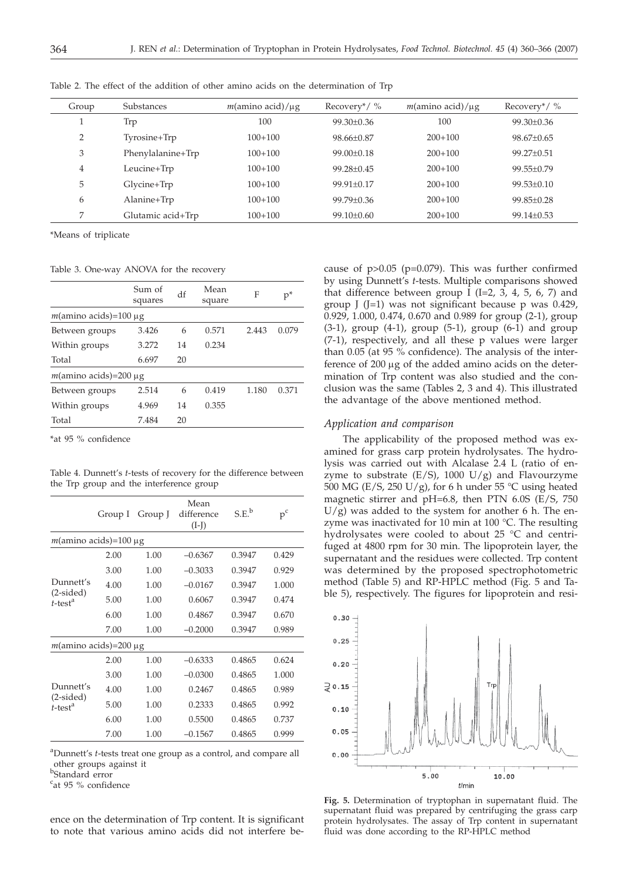Table 2. The effect of the addition of other amino acids on the determination of Trp

| Group | Substances | $m$(amino acid)/μg | Recovery*/ % | $m$(amino acid)/μg | Recovery*/ % |
|---|---|---|---|---|---|
| 1 | Trp | 100 | 99.30±0.36 | 100 | 99.30±0.36 |
| 2 | Tyrosine+Trp | 100+100 | 98.66±0.87 | 200+100 | 98.67±0.65 |
| 3 | Phenylalanine+Trp | 100+100 | 99.00±0.18 | 200+100 | 99.27±0.51 |
| 4 | Leucine+Trp | 100+100 | 99.28±0.45 | 200+100 | 99.55±0.79 |
| 5 | Glycine+Trp | 100+100 | 99.91±0.17 | 200+100 | 99.53±0.10 |
| 6 | Alanine+Trp | 100+100 | 99.79±0.36 | 200+100 | 99.85±0.28 |
| 7 | Glutamic acid+Trp | 100+100 | 99.10±0.60 | 200+100 | 99.14±0.53 |

*Means of triplicate

Table 3. One-way ANOVA for the recovery

| | Sum of squares | df | Mean square | F | p* |
|---|---|---|---|---|---|
| $m$(amino acids)=100 μg | | | | | |
| Between groups | 3.426 | 6 | 0.571 | 2.443 | 0.079 |
| Within groups | 3.272 | 14 | 0.234 | | |
| Total | 6.697 | 20 | | | |
| $m$(amino acids)=200 μg | | | | | |
| Between groups | 2.514 | 6 | 0.419 | 1.180 | 0.371 |
| Within groups | 4.969 | 14 | 0.355 | | |
| Total | 7.484 | 20 | | | |

*at 95 % confidence

Table 4. Dunnett's *t*-tests of recovery for the difference between the Trp group and the interference group

| | Group I | Group J | Mean difference (I-J) | S.E.[b] | p[c] |
|---|---|---|---|---|---|
| $m$(amino acids)=100 μg | | | | | |
| Dunnett's (2-sided) *t*-test[a] | 2.00 | 1.00 | –0.6367 | 0.3947 | 0.429 |
| | 3.00 | 1.00 | –0.3033 | 0.3947 | 0.929 |
| | 4.00 | 1.00 | –0.0167 | 0.3947 | 1.000 |
| | 5.00 | 1.00 | 0.6067 | 0.3947 | 0.474 |
| | 6.00 | 1.00 | 0.4867 | 0.3947 | 0.670 |
| | 7.00 | 1.00 | –0.2000 | 0.3947 | 0.989 |
| $m$(amino acids)=200 μg | | | | | |
| Dunnett's (2-sided) *t*-test[a] | 2.00 | 1.00 | –0.6333 | 0.4865 | 0.624 |
| | 3.00 | 1.00 | –0.0300 | 0.4865 | 1.000 |
| | 4.00 | 1.00 | 0.2467 | 0.4865 | 0.989 |
| | 5.00 | 1.00 | 0.2333 | 0.4865 | 0.992 |
| | 6.00 | 1.00 | 0.5500 | 0.4865 | 0.737 |
| | 7.00 | 1.00 | –0.1567 | 0.4865 | 0.999 |

[a]Dunnett's *t*-tests treat one group as a control, and compare all other groups against it
[b]Standard error
[c]at 95 % confidence

ence on the determination of Trp content. It is significant to note that various amino acids did not interfere because of $p>0.05$ ($p=0.079$). This was further confirmed by using Dunnett's *t*-tests. Multiple comparisons showed that difference between group I (I=2, 3, 4, 5, 6, 7) and group J (J=1) was not significant because p was 0.429, 0.929, 1.000, 0.474, 0.670 and 0.989 for group (2-1), group (3-1), group (4-1), group (5-1), group (6-1) and group (7-1), respectively, and all these p values were larger than 0.05 (at 95 % confidence). The analysis of the interference of 200 μg of the added amino acids on the determination of Trp content was also studied and the conclusion was the same (Tables 2, 3 and 4). This illustrated the advantage of the above mentioned method.

### *Application and comparison*

The applicability of the proposed method was examined for grass carp protein hydrolysates. The hydrolysis was carried out with Alcalase 2.4 L (ratio of enzyme to substrate (E/S), 1000 U/g) and Flavourzyme 500 MG (E/S, 250 U/g), for 6 h under 55 °C using heated magnetic stirrer and pH=6.8, then PTN 6.0S (E/S, 750 U/g) was added to the system for another 6 h. The enzyme was inactivated for 10 min at 100 °C. The resulting hydrolysates were cooled to about 25 °C and centrifuged at 4800 rpm for 30 min. The lipoprotein layer, the supernatant and the residues were collected. Trp content was determined by the proposed spectrophotometric method (Table 5) and RP-HPLC method (Fig. 5 and Table 5), respectively. The figures for lipoprotein and resi-

**Fig. 5.** Determination of tryptophan in supernatant fluid. The supernatant fluid was prepared by centrifuging the grass carp protein hydrolysates. The assay of Trp content in supernatant fluid was done according to the RP-HPLC method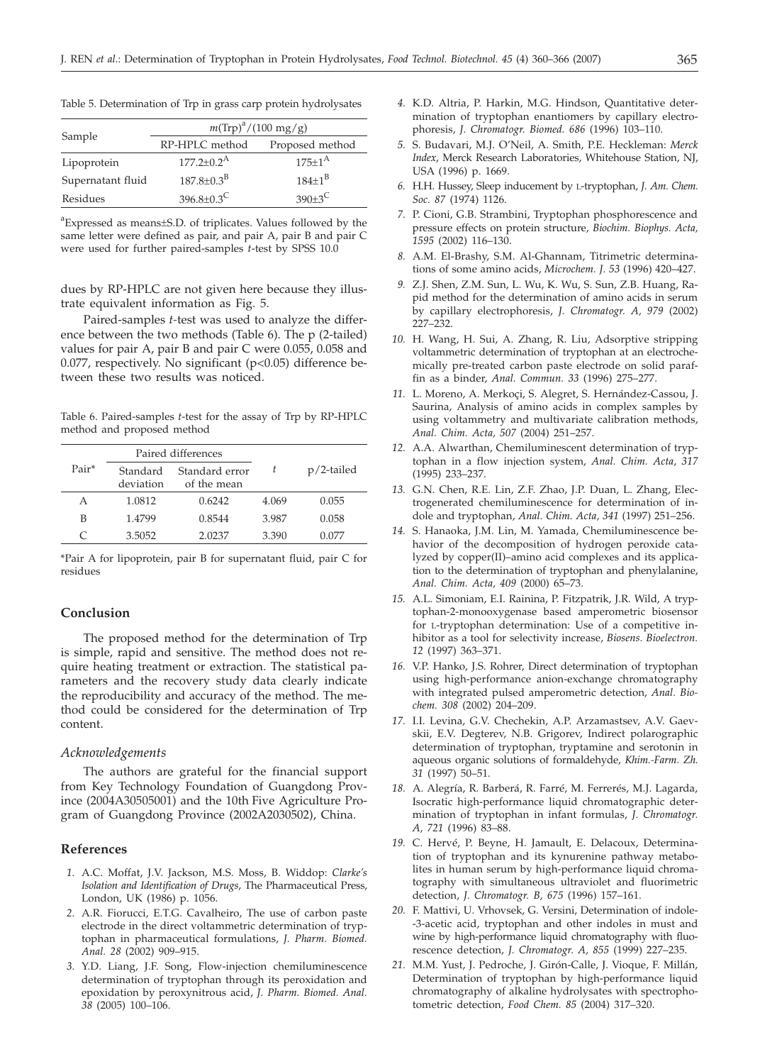Table 5. Determination of Trp in grass carp protein hydrolysates

| Sample | $m(\text{Trp})^a/(100\ \text{mg/g})$ | |
|---|---|---|
| | RP-HPLC method | Proposed method |
| Lipoprotein | $177.2\pm0.2^A$ | $175\pm1^A$ |
| Supernatant fluid | $187.8\pm0.3^B$ | $184\pm1^B$ |
| Residues | $396.8\pm0.3^C$ | $390\pm3^C$ |

[a]Expressed as means±S.D. of triplicates. Values followed by the same letter were defined as pair, and pair A, pair B and pair C were used for further paired-samples *t*-test by SPSS 10.0

dues by RP-HPLC are not given here because they illustrate equivalent information as Fig. 5.

Paired-samples *t*-test was used to analyze the difference between the two methods (Table 6). The p (2-tailed) values for pair A, pair B and pair C were 0.055, 0.058 and 0.077, respectively. No significant ($p<0.05$) difference between these two results was noticed.

Table 6. Paired-samples *t*-test for the assay of Trp by RP-HPLC method and proposed method

| Pair* | Paired differences | | *t* | p/2-tailed |
|---|---|---|---|---|
| | Standard deviation | Standard error of the mean | | |
| A | 1.0812 | 0.6242 | 4.069 | 0.055 |
| B | 1.4799 | 0.8544 | 3.987 | 0.058 |
| C | 3.5052 | 2.0237 | 3.390 | 0.077 |

*Pair A for lipoprotein, pair B for supernatant fluid, pair C for residues

## Conclusion

The proposed method for the determination of Trp is simple, rapid and sensitive. The method does not require heating treatment or extraction. The statistical parameters and the recovery study data clearly indicate the reproducibility and accuracy of the method. The method could be considered for the determination of Trp content.

### *Acknowledgements*

The authors are grateful for the financial support from Key Technology Foundation of Guangdong Province (2004A30505001) and the 10th Five Agriculture Program of Guangdong Province (2002A2030502), China.

## References

1. A.C. Moffat, J.V. Jackson, M.S. Moss, B. Widdop: *Clarke's Isolation and Identification of Drugs*, The Pharmaceutical Press, London, UK (1986) p. 1056.
2. A.R. Fiorucci, E.T.G. Cavalheiro, The use of carbon paste electrode in the direct voltammetric determination of tryptophan in pharmaceutical formulations, *J. Pharm. Biomed. Anal. 28* (2002) 909–915.
3. Y.D. Liang, J.F. Song, Flow-injection chemiluminescence determination of tryptophan through its peroxidation and epoxidation by peroxynitrous acid, *J. Pharm. Biomed. Anal. 38* (2005) 100–106.
4. K.D. Altria, P. Harkin, M.G. Hindson, Quantitative determination of tryptophan enantiomers by capillary electrophoresis, *J. Chromatogr. Biomed. 686* (1996) 103–110.
5. S. Budavari, M.J. O'Neil, A. Smith, P.E. Heckleman: *Merck Index*, Merck Research Laboratories, Whitehouse Station, NJ, USA (1996) p. 1669.
6. H.H. Hussey, Sleep inducement by L-tryptophan, *J. Am. Chem. Soc. 87* (1974) 1126.
7. P. Cioni, G.B. Strambini, Tryptophan phosphorescence and pressure effects on protein structure, *Biochim. Biophys. Acta, 1595* (2002) 116–130.
8. A.M. El-Brashy, S.M. Al-Ghannam, Titrimetric determinations of some amino acids, *Microchem. J. 53* (1996) 420–427.
9. Z.J. Shen, Z.M. Sun, L. Wu, K. Wu, S. Sun, Z.B. Huang, Rapid method for the determination of amino acids in serum by capillary electrophoresis, *J. Chromatogr. A, 979* (2002) 227–232.
10. H. Wang, H. Sui, A. Zhang, R. Liu, Adsorptive stripping voltammetric determination of tryptophan at an electrochemically pre-treated carbon paste electrode on solid paraffin as a binder, *Anal. Commun. 33* (1996) 275–277.
11. L. Moreno, A. Merkoçi, S. Alegret, S. Hernández-Cassou, J. Saurina, Analysis of amino acids in complex samples by using voltammetry and multivariate calibration methods, *Anal. Chim. Acta, 507* (2004) 251–257.
12. A.A. Alwarthan, Chemiluminescent determination of tryptophan in a flow injection system, *Anal. Chim. Acta, 317* (1995) 233–237.
13. G.N. Chen, R.E. Lin, Z.F. Zhao, J.P. Duan, L. Zhang, Electrogenerated chemiluminescence for determination of indole and tryptophan, *Anal. Chim. Acta, 341* (1997) 251–256.
14. S. Hanaoka, J.M. Lin, M. Yamada, Chemiluminescence behavior of the decomposition of hydrogen peroxide catalyzed by copper(II)–amino acid complexes and its application to the determination of tryptophan and phenylalanine, *Anal. Chim. Acta, 409* (2000) 65–73.
15. A.L. Simoniam, E.I. Rainina, P. Fitzpatrik, J.R. Wild, A tryptophan-2-monooxygenase based amperometric biosensor for L-tryptophan determination: Use of a competitive inhibitor as a tool for selectivity increase, *Biosens. Bioelectron. 12* (1997) 363–371.
16. V.P. Hanko, J.S. Rohrer, Direct determination of tryptophan using high-performance anion-exchange chromatography with integrated pulsed amperometric detection, *Anal. Biochem. 308* (2002) 204–209.
17. I.I. Levina, G.V. Chechekin, A.P. Arzamastsev, A.V. Gaevskii, E.V. Degterev, N.B. Grigorev, Indirect polarographic determination of tryptophan, tryptamine and serotonin in aqueous organic solutions of formaldehyde, *Khim.-Farm. Zh. 31* (1997) 50–51.
18. A. Alegría, R. Barberá, R. Farré, M. Ferrerés, M.J. Lagarda, Isocratic high-performance liquid chromatographic determination of tryptophan in infant formulas, *J. Chromatogr. A, 721* (1996) 83–88.
19. C. Hervé, P. Beyne, H. Jamault, E. Delacoux, Determination of tryptophan and its kynurenine pathway metabolites in human serum by high-performance liquid chromatography with simultaneous ultraviolet and fluorimetric detection, *J. Chromatogr. B, 675* (1996) 157–161.
20. F. Mattivi, U. Vrhovsek, G. Versini, Determination of indole-3-acetic acid, tryptophan and other indoles in must and wine by high-performance liquid chromatography with fluorescence detection, *J. Chromatogr. A, 855* (1999) 227–235.
21. M.M. Yust, J. Pedroche, J. Girón-Calle, J. Vioque, F. Millán, Determination of tryptophan by high-performance liquid chromatography of alkaline hydrolysates with spectrophotometric detection, *Food Chem. 85* (2004) 317–320.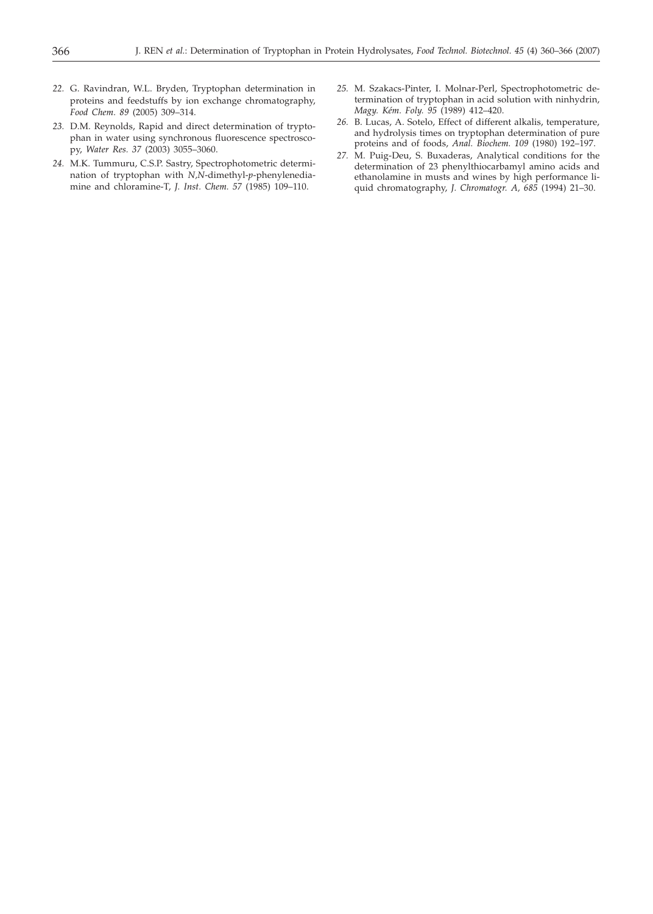22. G. Ravindran, W.L. Bryden, Tryptophan determination in proteins and feedstuffs by ion exchange chromatography, *Food Chem. 89* (2005) 309–314.

23. D.M. Reynolds, Rapid and direct determination of tryptophan in water using synchronous fluorescence spectroscopy, *Water Res. 37* (2003) 3055–3060.

24. M.K. Tummuru, C.S.P. Sastry, Spectrophotometric determination of tryptophan with *N*,*N*-dimethyl-*p*-phenylenediamine and chloramine-T, *J. Inst. Chem. 57* (1985) 109–110.

25. M. Szakacs-Pinter, I. Molnar-Perl, Spectrophotometric determination of tryptophan in acid solution with ninhydrin, *Magy. Kém. Foly. 95* (1989) 412–420.

26. B. Lucas, A. Sotelo, Effect of different alkalis, temperature, and hydrolysis times on tryptophan determination of pure proteins and of foods, *Anal. Biochem. 109* (1980) 192–197.

27. M. Puig-Deu, S. Buxaderas, Analytical conditions for the determination of 23 phenylthiocarbamyl amino acids and ethanolamine in musts and wines by high performance liquid chromatography, *J. Chromatogr. A, 685* (1994) 21–30.